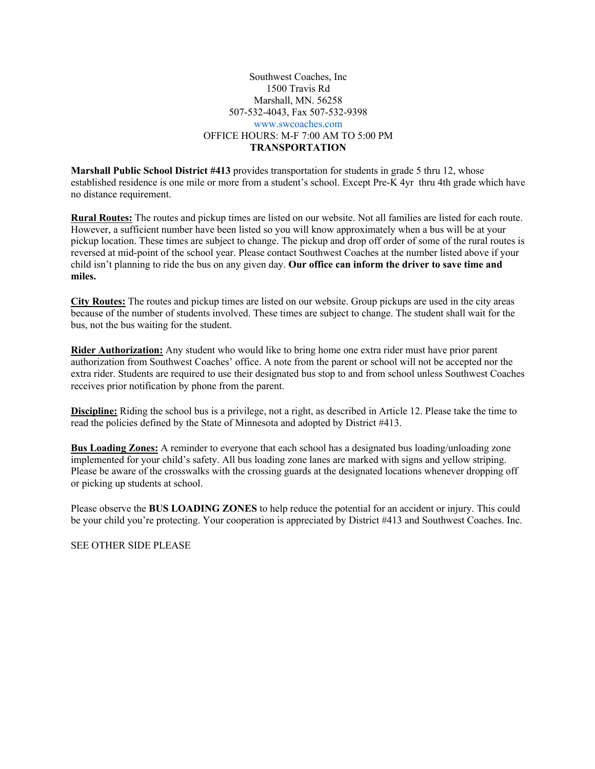Southwest Coaches, Inc
1500 Travis Rd
Marshall, MN. 56258
507-532-4043, Fax 507-532-9398
www.swcoaches.com
OFFICE HOURS: M-F 7:00 AM TO 5:00 PM

**TRANSPORTATION**

**Marshall Public School District #413** provides transportation for students in grade 5 thru 12, whose established residence is one mile or more from a student's school. Except Pre-K 4yr thru 4th grade which have no distance requirement.

**Rural Routes:** The routes and pickup times are listed on our website. Not all families are listed for each route. However, a sufficient number have been listed so you will know approximately when a bus will be at your pickup location. These times are subject to change. The pickup and drop off order of some of the rural routes is reversed at mid-point of the school year. Please contact Southwest Coaches at the number listed above if your child isn't planning to ride the bus on any given day. **Our office can inform the driver to save time and miles.**

**City Routes:** The routes and pickup times are listed on our website. Group pickups are used in the city areas because of the number of students involved. These times are subject to change. The student shall wait for the bus, not the bus waiting for the student.

**Rider Authorization:** Any student who would like to bring home one extra rider must have prior parent authorization from Southwest Coaches' office. A note from the parent or school will not be accepted nor the extra rider. Students are required to use their designated bus stop to and from school unless Southwest Coaches receives prior notification by phone from the parent.

**Discipline:** Riding the school bus is a privilege, not a right, as described in Article 12. Please take the time to read the policies defined by the State of Minnesota and adopted by District #413.

**Bus Loading Zones:** A reminder to everyone that each school has a designated bus loading/unloading zone implemented for your child's safety. All bus loading zone lanes are marked with signs and yellow striping. Please be aware of the crosswalks with the crossing guards at the designated locations whenever dropping off or picking up students at school.

Please observe the **BUS LOADING ZONES** to help reduce the potential for an accident or injury. This could be your child you're protecting. Your cooperation is appreciated by District #413 and Southwest Coaches. Inc.

SEE OTHER SIDE PLEASE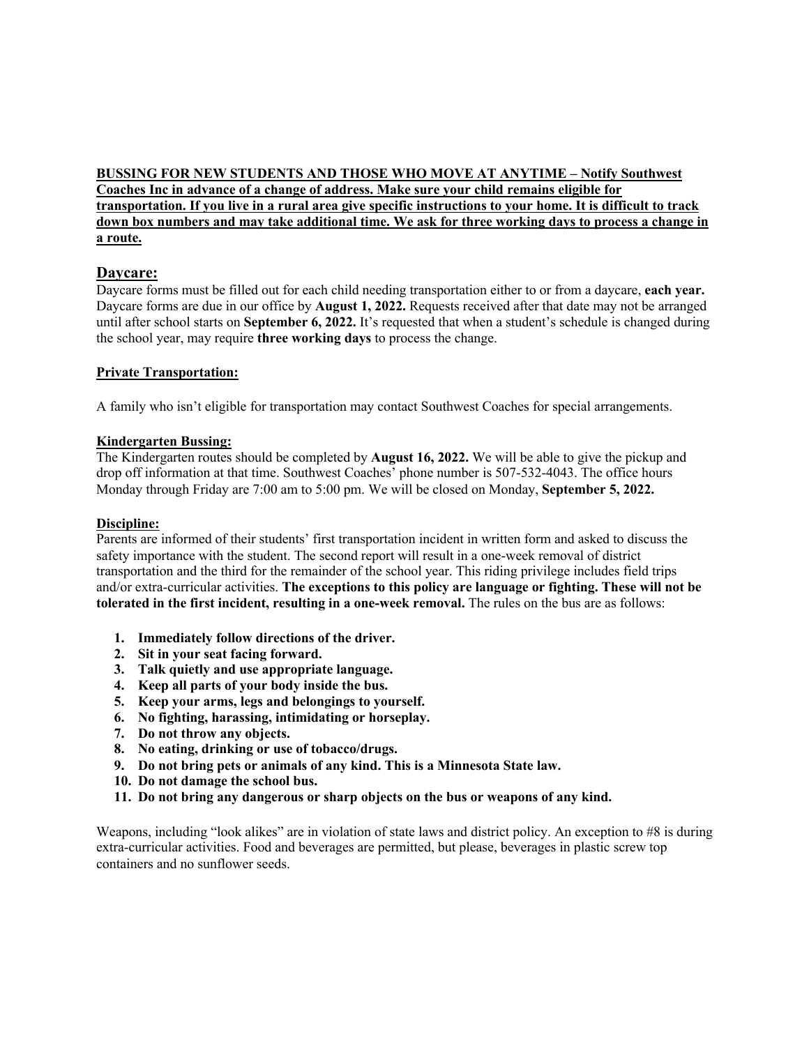**BUSSING FOR NEW STUDENTS AND THOSE WHO MOVE AT ANYTIME – Notify Southwest Coaches Inc in advance of a change of address. Make sure your child remains eligible for transportation. If you live in a rural area give specific instructions to your home. It is difficult to track down box numbers and may take additional time. We ask for three working days to process a change in a route.**

## Daycare:

Daycare forms must be filled out for each child needing transportation either to or from a daycare, **each year.** Daycare forms are due in our office by **August 1, 2022.** Requests received after that date may not be arranged until after school starts on **September 6, 2022.** It's requested that when a student's schedule is changed during the school year, may require **three working days** to process the change.

**Private Transportation:**

A family who isn't eligible for transportation may contact Southwest Coaches for special arrangements.

**Kindergarten Bussing:**

The Kindergarten routes should be completed by **August 16, 2022.** We will be able to give the pickup and drop off information at that time. Southwest Coaches' phone number is 507-532-4043. The office hours Monday through Friday are 7:00 am to 5:00 pm. We will be closed on Monday, **September 5, 2022.**

**Discipline:**

Parents are informed of their students' first transportation incident in written form and asked to discuss the safety importance with the student. The second report will result in a one-week removal of district transportation and the third for the remainder of the school year. This riding privilege includes field trips and/or extra-curricular activities. **The exceptions to this policy are language or fighting. These will not be tolerated in the first incident, resulting in a one-week removal.** The rules on the bus are as follows:

1. **Immediately follow directions of the driver.**
2. **Sit in your seat facing forward.**
3. **Talk quietly and use appropriate language.**
4. **Keep all parts of your body inside the bus.**
5. **Keep your arms, legs and belongings to yourself.**
6. **No fighting, harassing, intimidating or horseplay.**
7. **Do not throw any objects.**
8. **No eating, drinking or use of tobacco/drugs.**
9. **Do not bring pets or animals of any kind. This is a Minnesota State law.**
10. **Do not damage the school bus.**
11. **Do not bring any dangerous or sharp objects on the bus or weapons of any kind.**

Weapons, including "look alikes" are in violation of state laws and district policy. An exception to #8 is during extra-curricular activities. Food and beverages are permitted, but please, beverages in plastic screw top containers and no sunflower seeds.